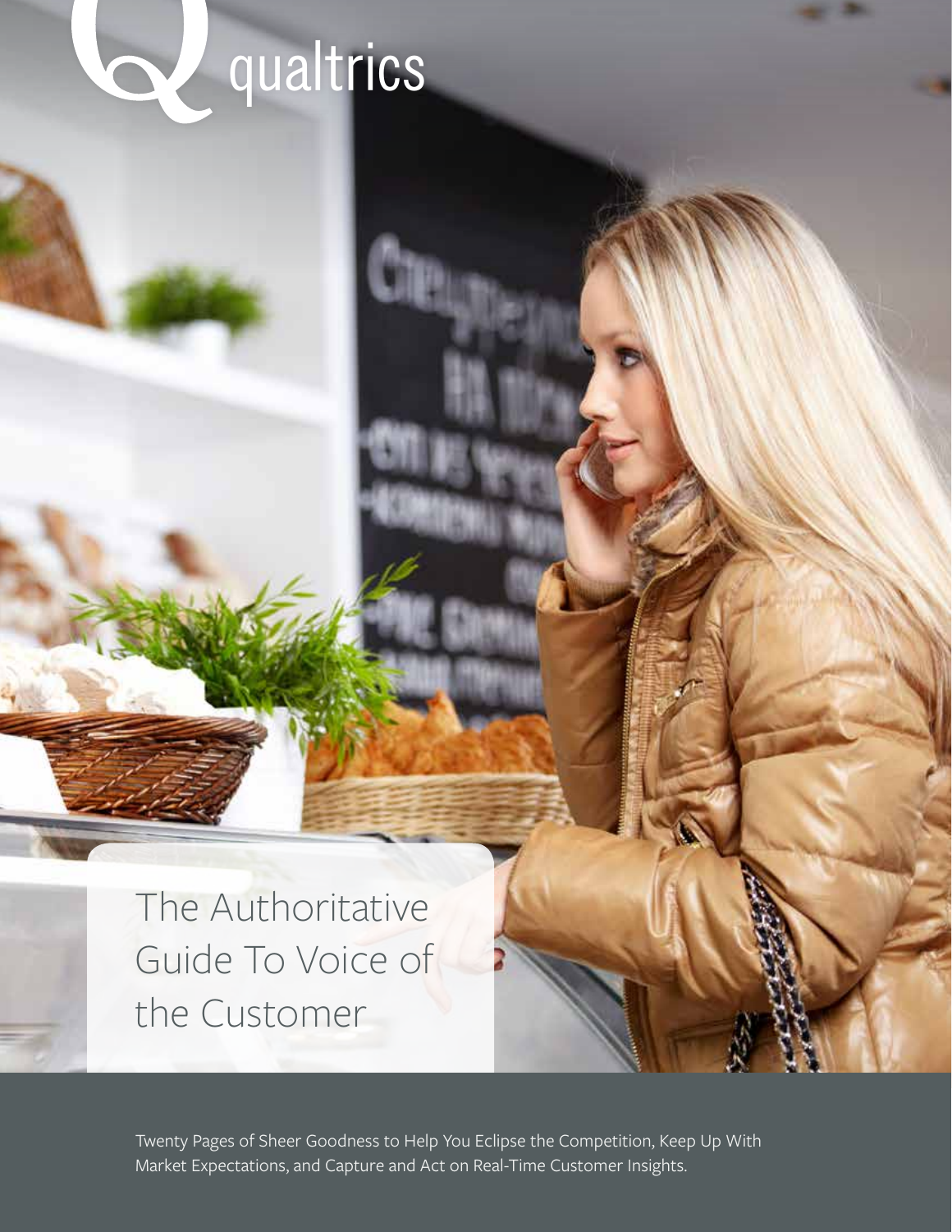qualtrics

# The Authoritative Guide To Voice of the Customer

Twenty Pages of Sheer Goodness to Help You Eclipse the Competition, Keep Up With Market Expectations, and Capture and Act on Real-Time Customer Insights.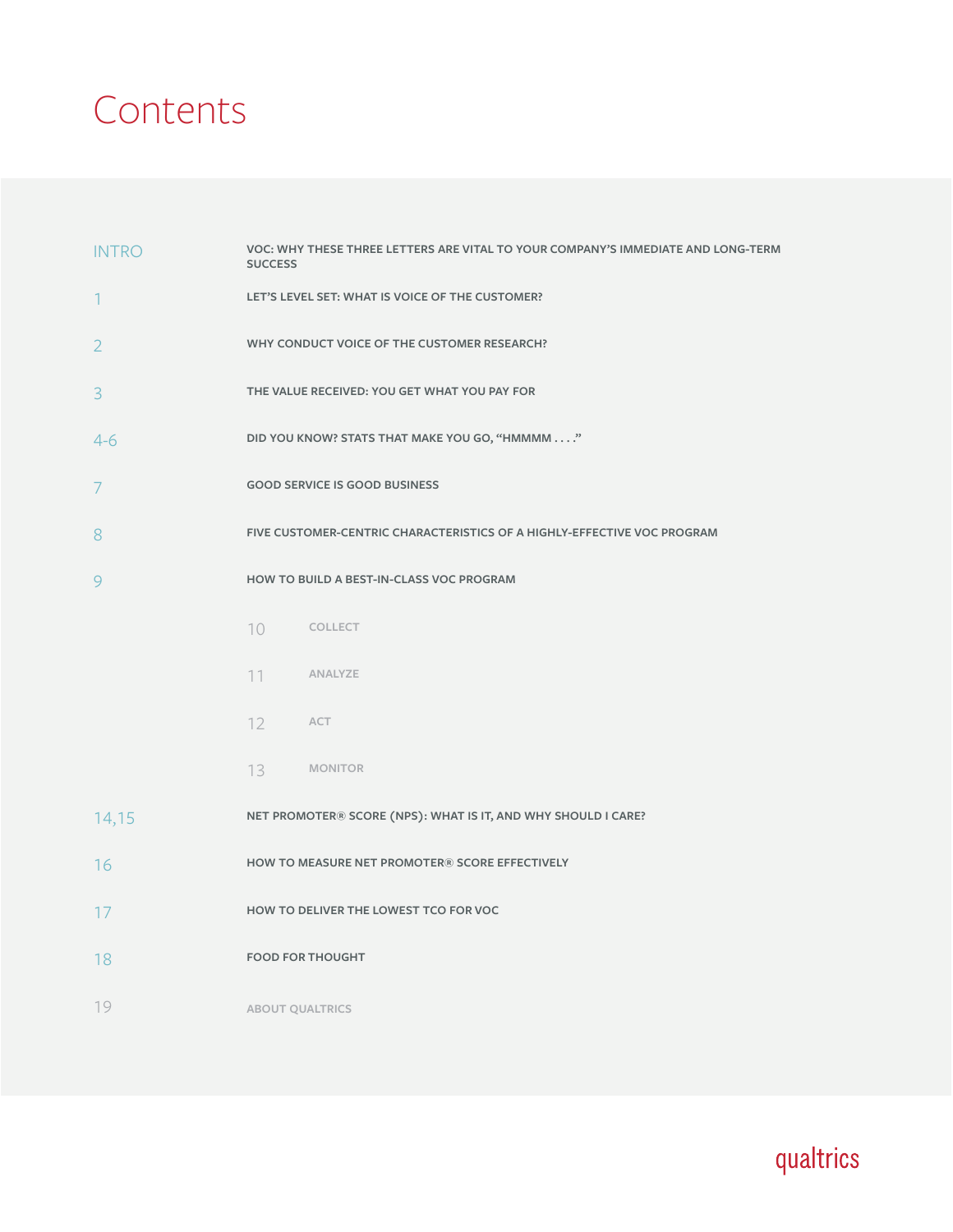# Contents

| | |
|---|---|
| INTRO | VOC: WHY THESE THREE LETTERS ARE VITAL TO YOUR COMPANY'S IMMEDIATE AND LONG-TERM SUCCESS |
| 1 | LET'S LEVEL SET: WHAT IS VOICE OF THE CUSTOMER? |
| 2 | WHY CONDUCT VOICE OF THE CUSTOMER RESEARCH? |
| 3 | THE VALUE RECEIVED: YOU GET WHAT YOU PAY FOR |
| 4-6 | DID YOU KNOW? STATS THAT MAKE YOU GO, "HMMMM . . . ." |
| 7 | GOOD SERVICE IS GOOD BUSINESS |
| 8 | FIVE CUSTOMER-CENTRIC CHARACTERISTICS OF A HIGHLY-EFFECTIVE VOC PROGRAM |
| 9 | HOW TO BUILD A BEST-IN-CLASS VOC PROGRAM |
| 10 | COLLECT |
| 11 | ANALYZE |
| 12 | ACT |
| 13 | MONITOR |
| 14,15 | NET PROMOTER® SCORE (NPS): WHAT IS IT, AND WHY SHOULD I CARE? |
| 16 | HOW TO MEASURE NET PROMOTER® SCORE EFFECTIVELY |
| 17 | HOW TO DELIVER THE LOWEST TCO FOR VOC |
| 18 | FOOD FOR THOUGHT |
| 19 | ABOUT QUALTRICS |

qualtrics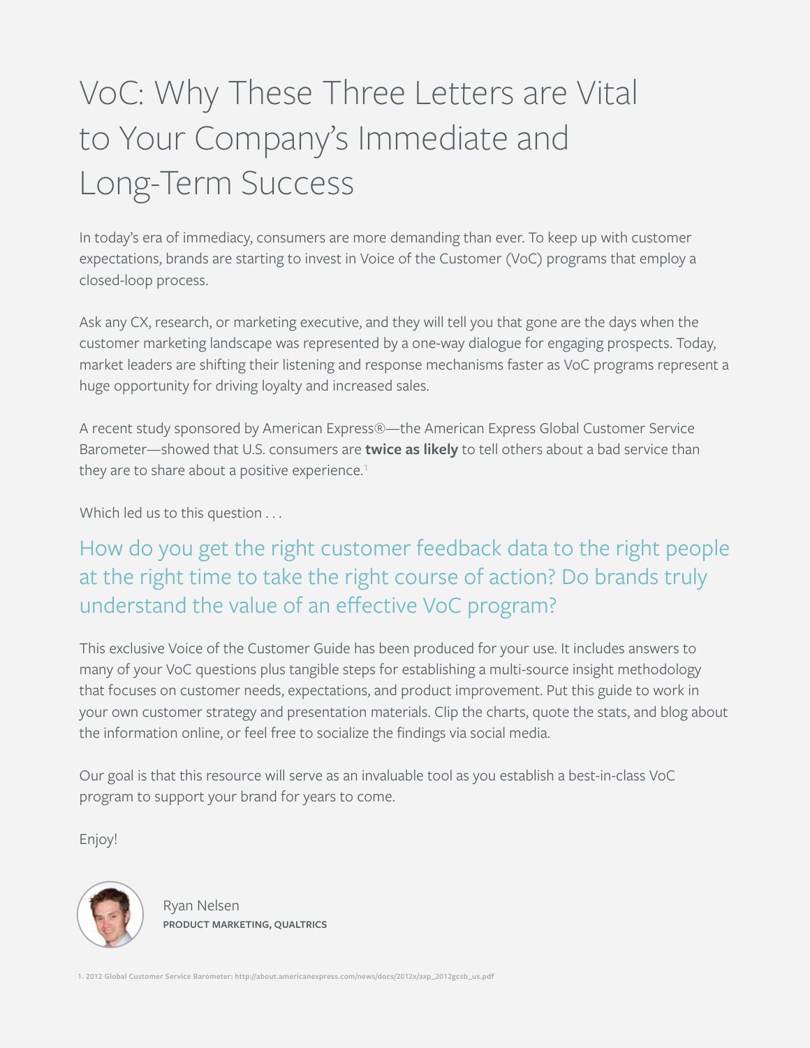# VoC: Why These Three Letters are Vital to Your Company's Immediate and Long-Term Success

In today's era of immediacy, consumers are more demanding than ever. To keep up with customer expectations, brands are starting to invest in Voice of the Customer (VoC) programs that employ a closed-loop process.

Ask any CX, research, or marketing executive, and they will tell you that gone are the days when the customer marketing landscape was represented by a one-way dialogue for engaging prospects. Today, market leaders are shifting their listening and response mechanisms faster as VoC programs represent a huge opportunity for driving loyalty and increased sales.

A recent study sponsored by American Express®—the American Express Global Customer Service Barometer—showed that U.S. consumers are **twice as likely** to tell others about a bad service than they are to share about a positive experience.[1]

Which led us to this question . . .

## How do you get the right customer feedback data to the right people at the right time to take the right course of action? Do brands truly understand the value of an effective VoC program?

This exclusive Voice of the Customer Guide has been produced for your use. It includes answers to many of your VoC questions plus tangible steps for establishing a multi-source insight methodology that focuses on customer needs, expectations, and product improvement. Put this guide to work in your own customer strategy and presentation materials. Clip the charts, quote the stats, and blog about the information online, or feel free to socialize the findings via social media.

Our goal is that this resource will serve as an invaluable tool as you establish a best-in-class VoC program to support your brand for years to come.

Enjoy!

Ryan Nelsen
**PRODUCT MARKETING, QUALTRICS**

1. 2012 Global Customer Service Barometer: http://about.americanexpress.com/news/docs/2012x/axp_2012gcsb_us.pdf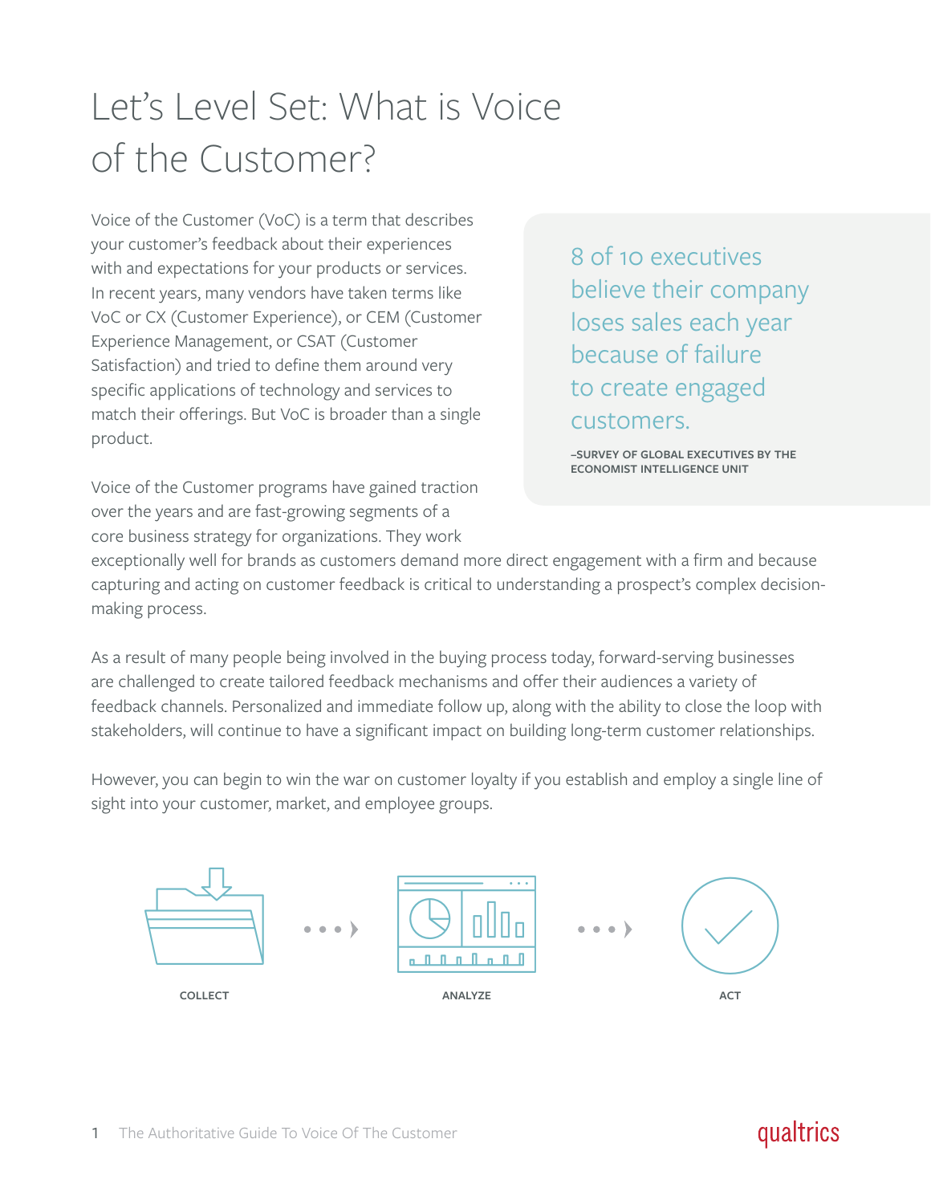# Let's Level Set: What is Voice of the Customer?

Voice of the Customer (VoC) is a term that describes your customer's feedback about their experiences with and expectations for your products or services. In recent years, many vendors have taken terms like VoC or CX (Customer Experience), or CEM (Customer Experience Management, or CSAT (Customer Satisfaction) and tried to define them around very specific applications of technology and services to match their offerings. But VoC is broader than a single product.

> 8 of 10 executives believe their company loses sales each year because of failure to create engaged customers.
>
> –SURVEY OF GLOBAL EXECUTIVES BY THE ECONOMIST INTELLIGENCE UNIT

Voice of the Customer programs have gained traction over the years and are fast-growing segments of a core business strategy for organizations. They work exceptionally well for brands as customers demand more direct engagement with a firm and because capturing and acting on customer feedback is critical to understanding a prospect's complex decision-making process.

As a result of many people being involved in the buying process today, forward-serving businesses are challenged to create tailored feedback mechanisms and offer their audiences a variety of feedback channels. Personalized and immediate follow up, along with the ability to close the loop with stakeholders, will continue to have a significant impact on building long-term customer relationships.

However, you can begin to win the war on customer loyalty if you establish and employ a single line of sight into your customer, market, and employee groups.

COLLECT → ANALYZE → ACT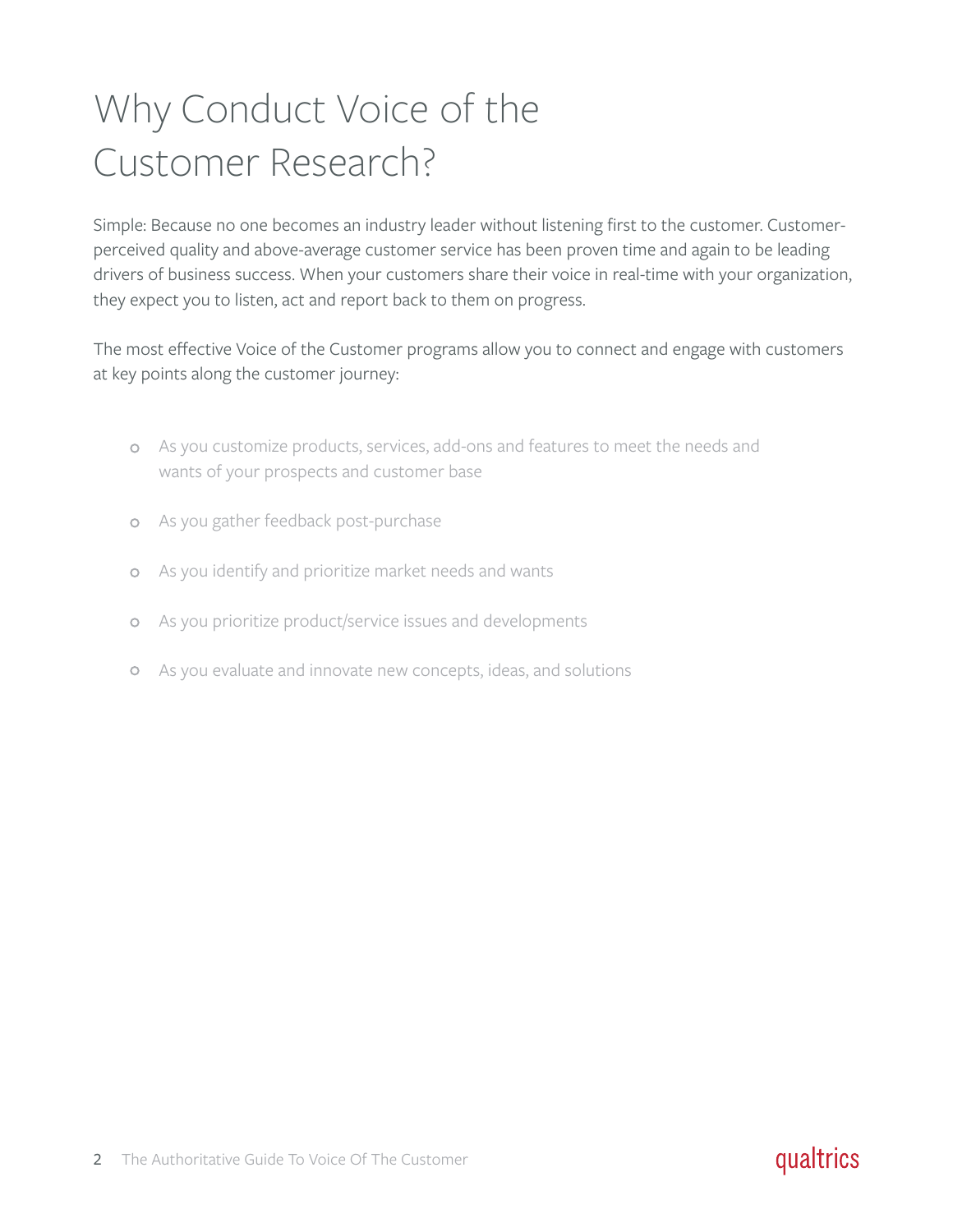# Why Conduct Voice of the Customer Research?

Simple: Because no one becomes an industry leader without listening first to the customer. Customer-perceived quality and above-average customer service has been proven time and again to be leading drivers of business success. When your customers share their voice in real-time with your organization, they expect you to listen, act and report back to them on progress.

The most effective Voice of the Customer programs allow you to connect and engage with customers at key points along the customer journey:

- As you customize products, services, add-ons and features to meet the needs and wants of your prospects and customer base
- As you gather feedback post-purchase
- As you identify and prioritize market needs and wants
- As you prioritize product/service issues and developments
- As you evaluate and innovate new concepts, ideas, and solutions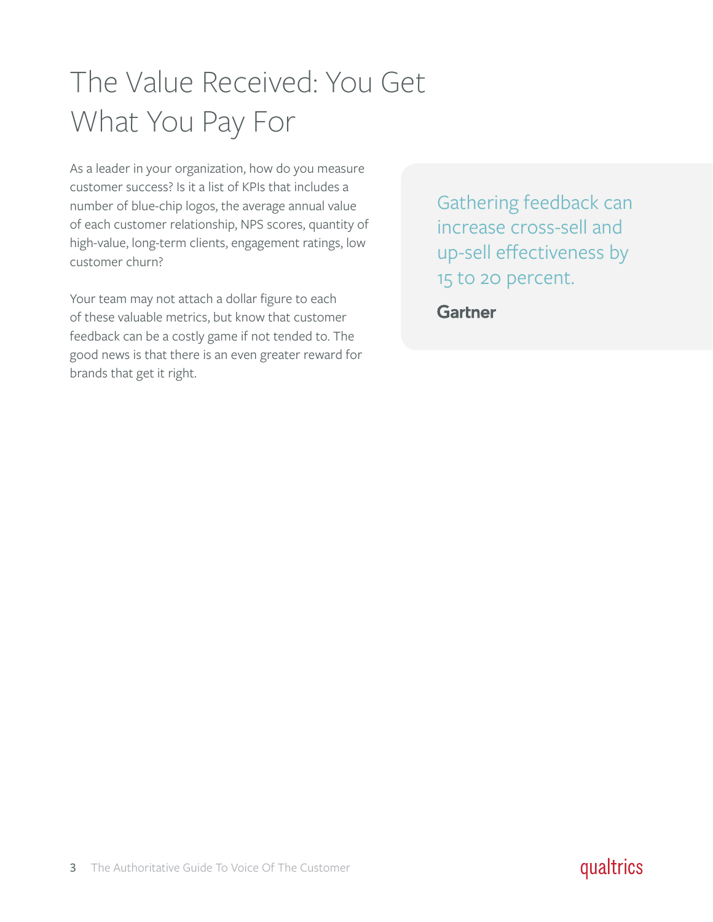# The Value Received: You Get What You Pay For

As a leader in your organization, how do you measure customer success? Is it a list of KPIs that includes a number of blue-chip logos, the average annual value of each customer relationship, NPS scores, quantity of high-value, long-term clients, engagement ratings, low customer churn?

Your team may not attach a dollar figure to each of these valuable metrics, but know that customer feedback can be a costly game if not tended to. The good news is that there is an even greater reward for brands that get it right.

> Gathering feedback can increase cross-sell and up-sell effectiveness by 15 to 20 percent.
>
> **Gartner**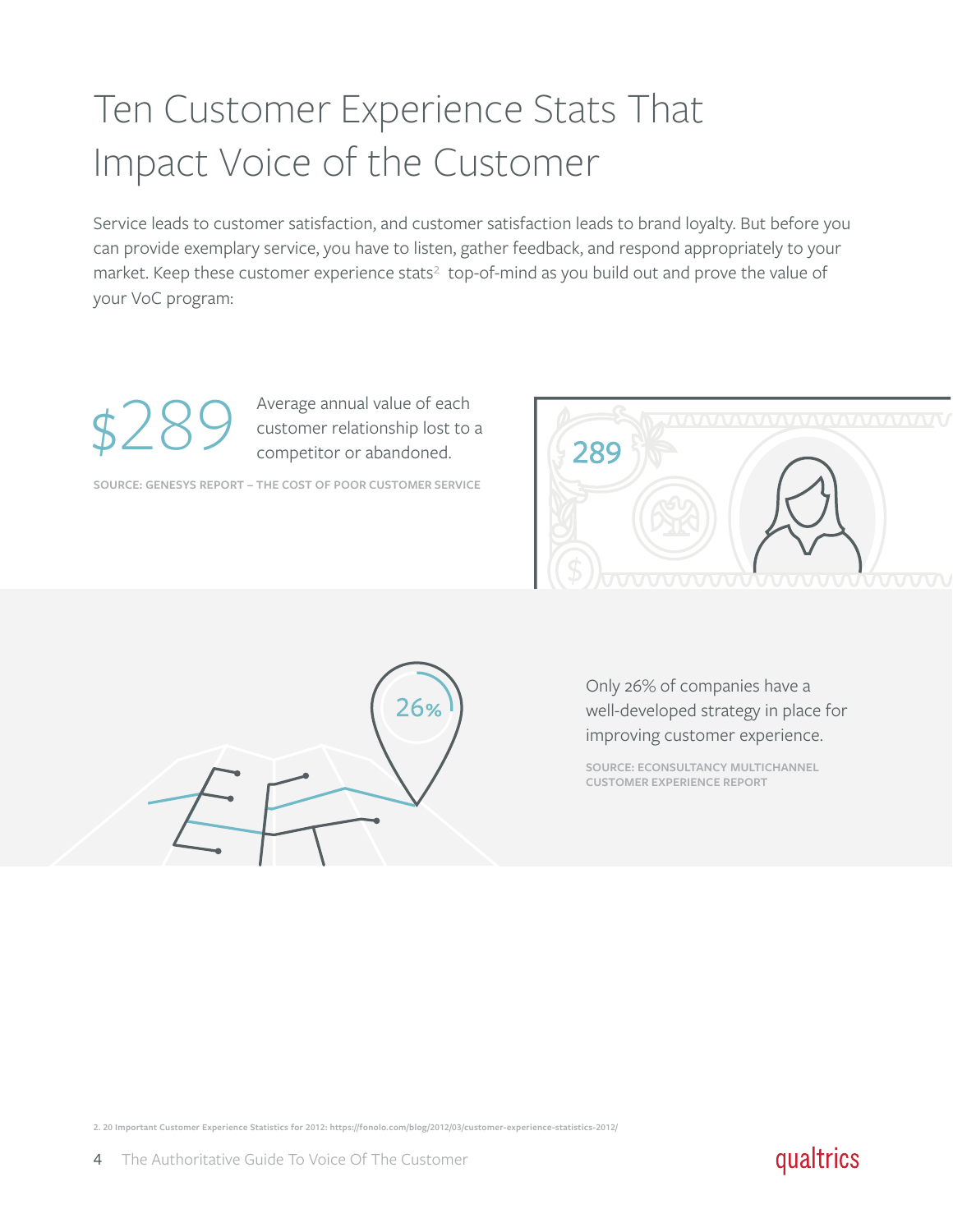# Ten Customer Experience Stats That Impact Voice of the Customer

Service leads to customer satisfaction, and customer satisfaction leads to brand loyalty. But before you can provide exemplary service, you have to listen, gather feedback, and respond appropriately to your market. Keep these customer experience stats[2] top-of-mind as you build out and prove the value of your VoC program:

**$289** Average annual value of each customer relationship lost to a competitor or abandoned.

SOURCE: GENESYS REPORT – THE COST OF POOR CUSTOMER SERVICE

**26%** Only 26% of companies have a well-developed strategy in place for improving customer experience.

SOURCE: ECONSULTANCY MULTICHANNEL CUSTOMER EXPERIENCE REPORT

2. 20 Important Customer Experience Statistics for 2012: https://fonolo.com/blog/2012/03/customer-experience-statistics-2012/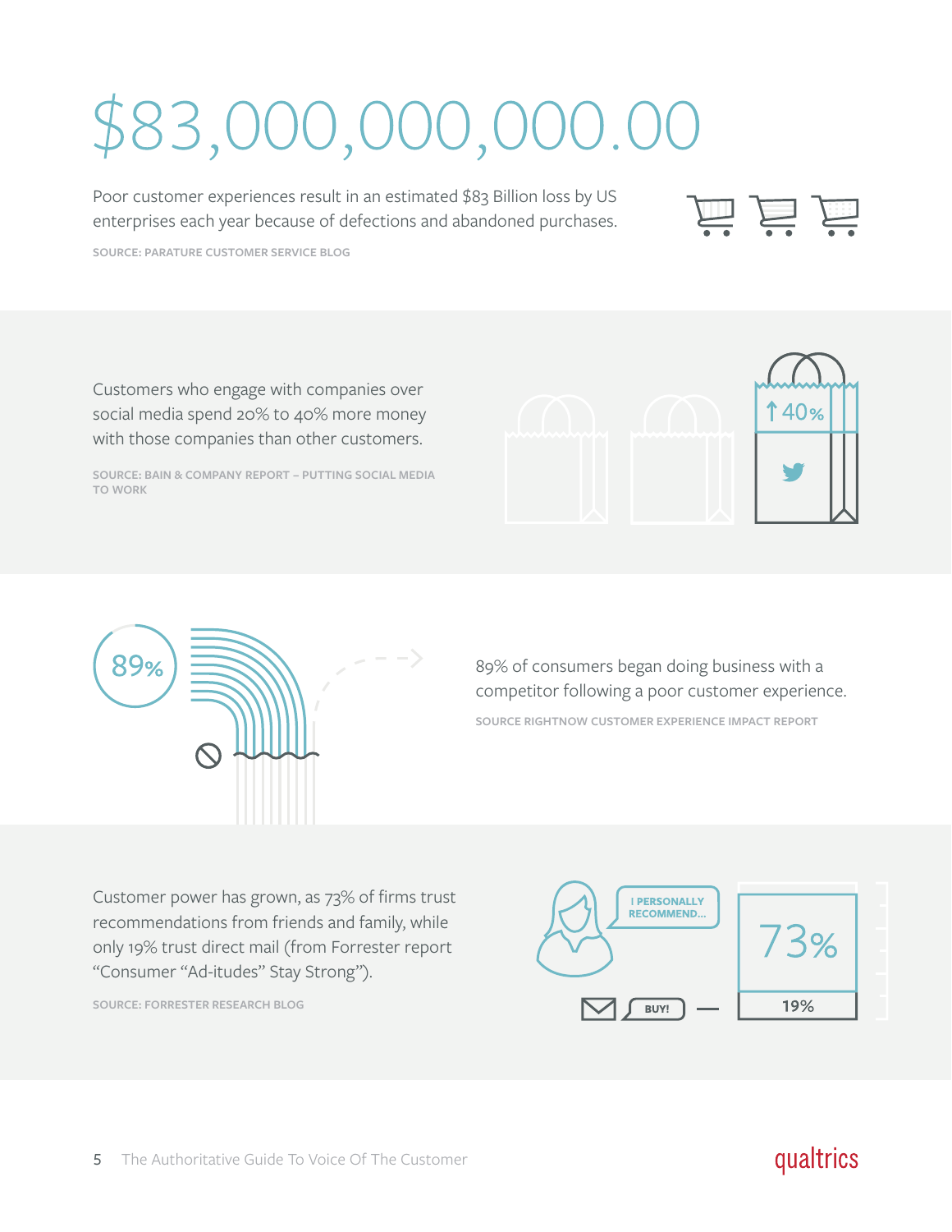# $83,000,000,000.00

Poor customer experiences result in an estimated $83 Billion loss by US enterprises each year because of defections and abandoned purchases.

SOURCE: PARATURE CUSTOMER SERVICE BLOG

Customers who engage with companies over social media spend 20% to 40% more money with those companies than other customers.

SOURCE: BAIN & COMPANY REPORT – PUTTING SOCIAL MEDIA TO WORK

↑40%

89%

89% of consumers began doing business with a competitor following a poor customer experience.

SOURCE RIGHTNOW CUSTOMER EXPERIENCE IMPACT REPORT

Customer power has grown, as 73% of firms trust recommendations from friends and family, while only 19% trust direct mail (from Forrester report "Consumer "Ad-itudes" Stay Strong").

SOURCE: FORRESTER RESEARCH BLOG

I PERSONALLY RECOMMEND...

73%

BUY!

19%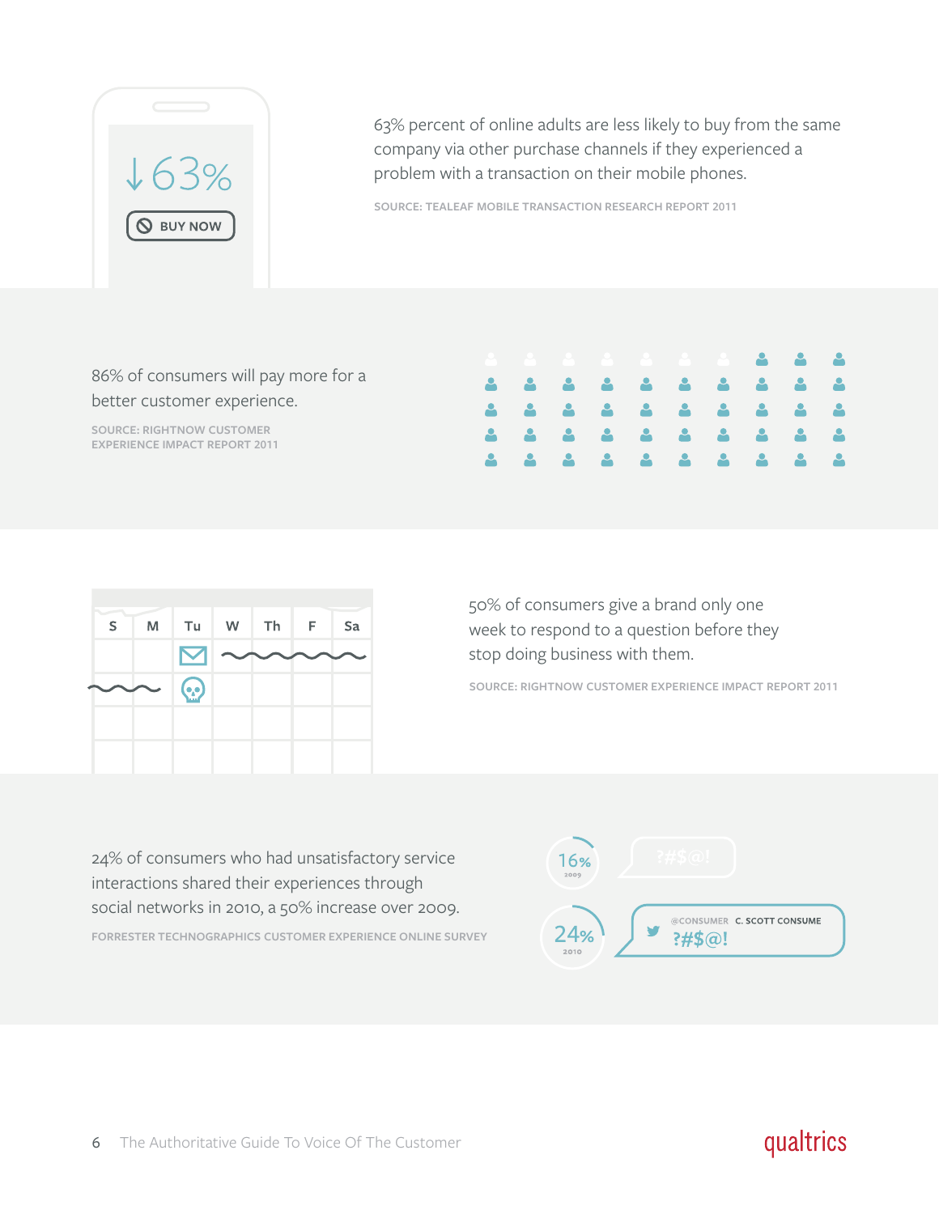63% percent of online adults are less likely to buy from the same company via other purchase channels if they experienced a problem with a transaction on their mobile phones.

SOURCE: TEALEAF MOBILE TRANSACTION RESEARCH REPORT 2011

86% of consumers will pay more for a better customer experience.

SOURCE: RIGHTNOW CUSTOMER EXPERIENCE IMPACT REPORT 2011

50% of consumers give a brand only one week to respond to a question before they stop doing business with them.

SOURCE: RIGHTNOW CUSTOMER EXPERIENCE IMPACT REPORT 2011

24% of consumers who had unsatisfactory service interactions shared their experiences through social networks in 2010, a 50% increase over 2009.

FORRESTER TECHNOGRAPHICS CUSTOMER EXPERIENCE ONLINE SURVEY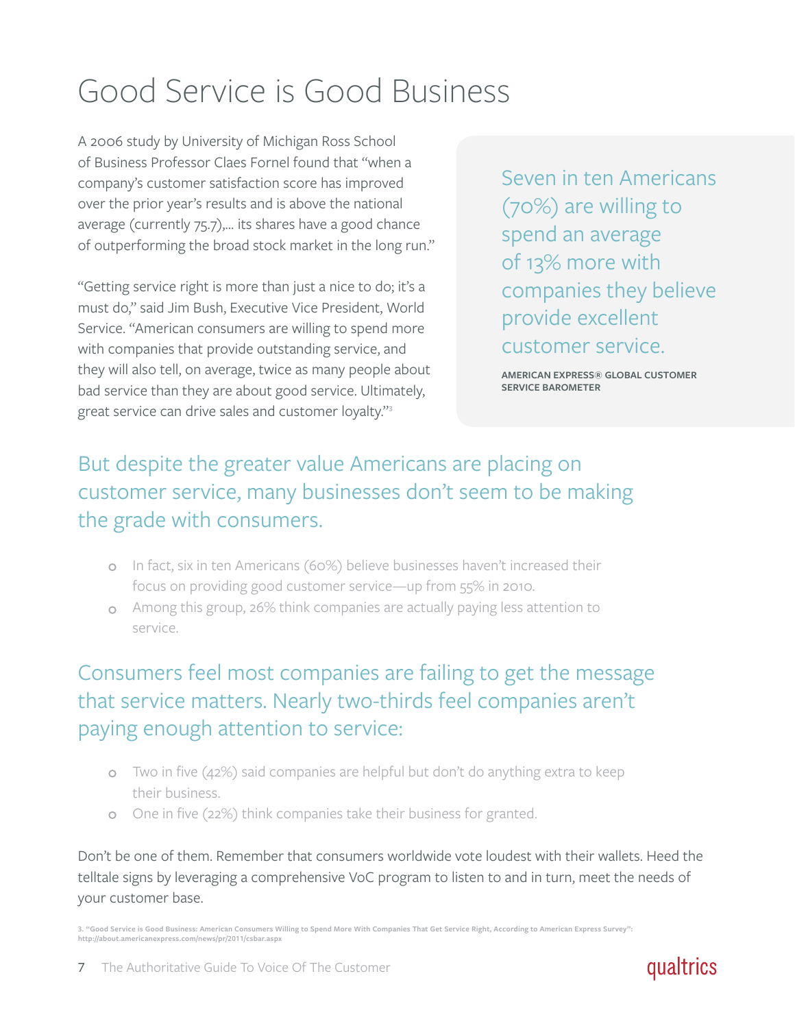# Good Service is Good Business

A 2006 study by University of Michigan Ross School of Business Professor Claes Fornel found that "when a company's customer satisfaction score has improved over the prior year's results and is above the national average (currently 75.7),... its shares have a good chance of outperforming the broad stock market in the long run."

"Getting service right is more than just a nice to do; it's a must do," said Jim Bush, Executive Vice President, World Service. "American consumers are willing to spend more with companies that provide outstanding service, and they will also tell, on average, twice as many people about bad service than they are about good service. Ultimately, great service can drive sales and customer loyalty."[3]

> Seven in ten Americans (70%) are willing to spend an average of 13% more with companies they believe provide excellent customer service.
>
> AMERICAN EXPRESS® GLOBAL CUSTOMER SERVICE BAROMETER

## But despite the greater value Americans are placing on customer service, many businesses don't seem to be making the grade with consumers.

- In fact, six in ten Americans (60%) believe businesses haven't increased their focus on providing good customer service—up from 55% in 2010.
- Among this group, 26% think companies are actually paying less attention to service.

## Consumers feel most companies are failing to get the message that service matters. Nearly two-thirds feel companies aren't paying enough attention to service:

- Two in five (42%) said companies are helpful but don't do anything extra to keep their business.
- One in five (22%) think companies take their business for granted.

Don't be one of them. Remember that consumers worldwide vote loudest with their wallets. Heed the telltale signs by leveraging a comprehensive VoC program to listen to and in turn, meet the needs of your customer base.

3. "Good Service is Good Business: American Consumers Willing to Spend More With Companies That Get Service Right, According to American Express Survey": http://about.americanexpress.com/news/pr/2011/csbar.aspx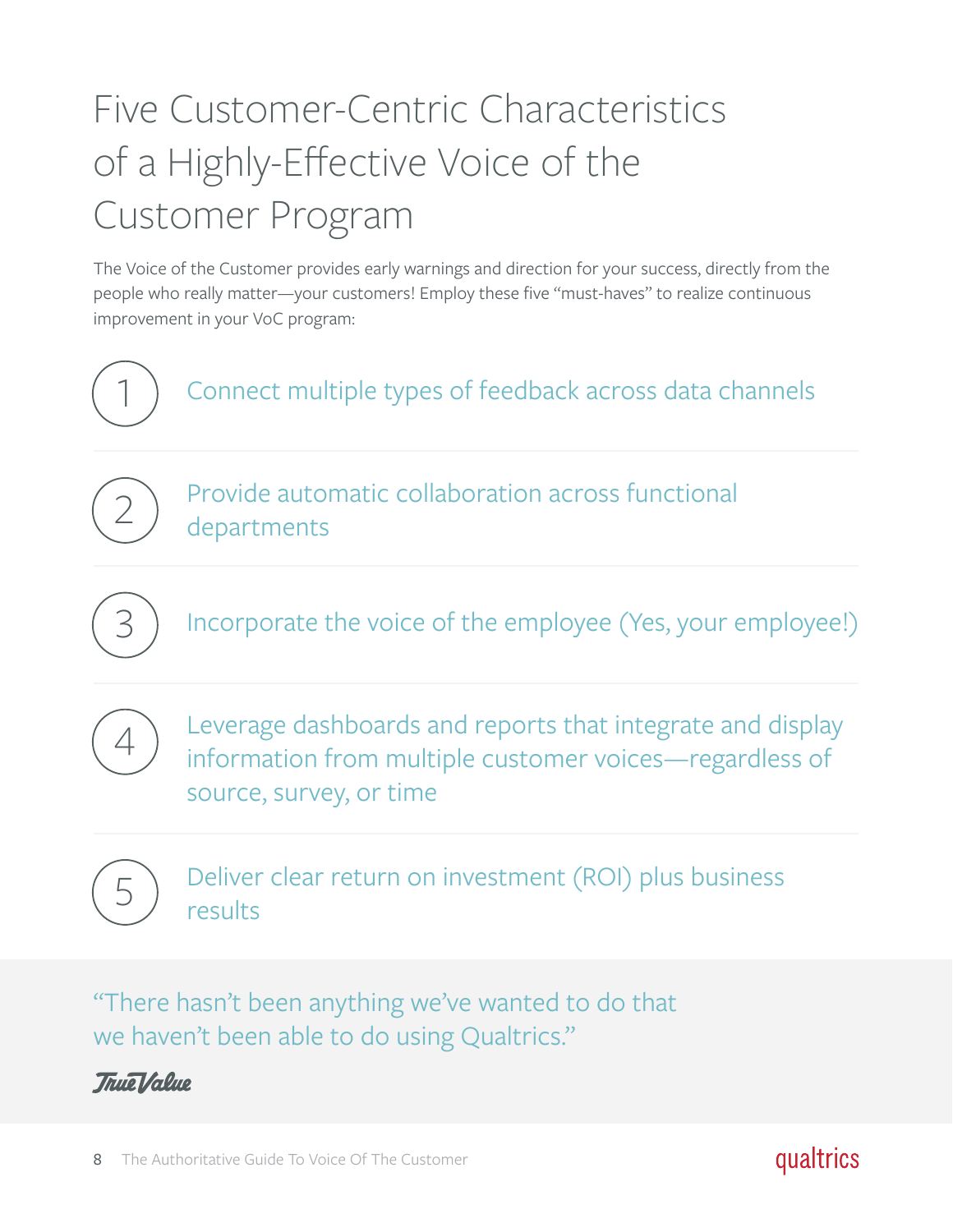# Five Customer-Centric Characteristics of a Highly-Effective Voice of the Customer Program

The Voice of the Customer provides early warnings and direction for your success, directly from the people who really matter—your customers! Employ these five "must-haves" to realize continuous improvement in your VoC program:

1. Connect multiple types of feedback across data channels
2. Provide automatic collaboration across functional departments
3. Incorporate the voice of the employee (Yes, your employee!)
4. Leverage dashboards and reports that integrate and display information from multiple customer voices—regardless of source, survey, or time
5. Deliver clear return on investment (ROI) plus business results

> "There hasn't been anything we've wanted to do that we haven't been able to do using Qualtrics."
>
> True Value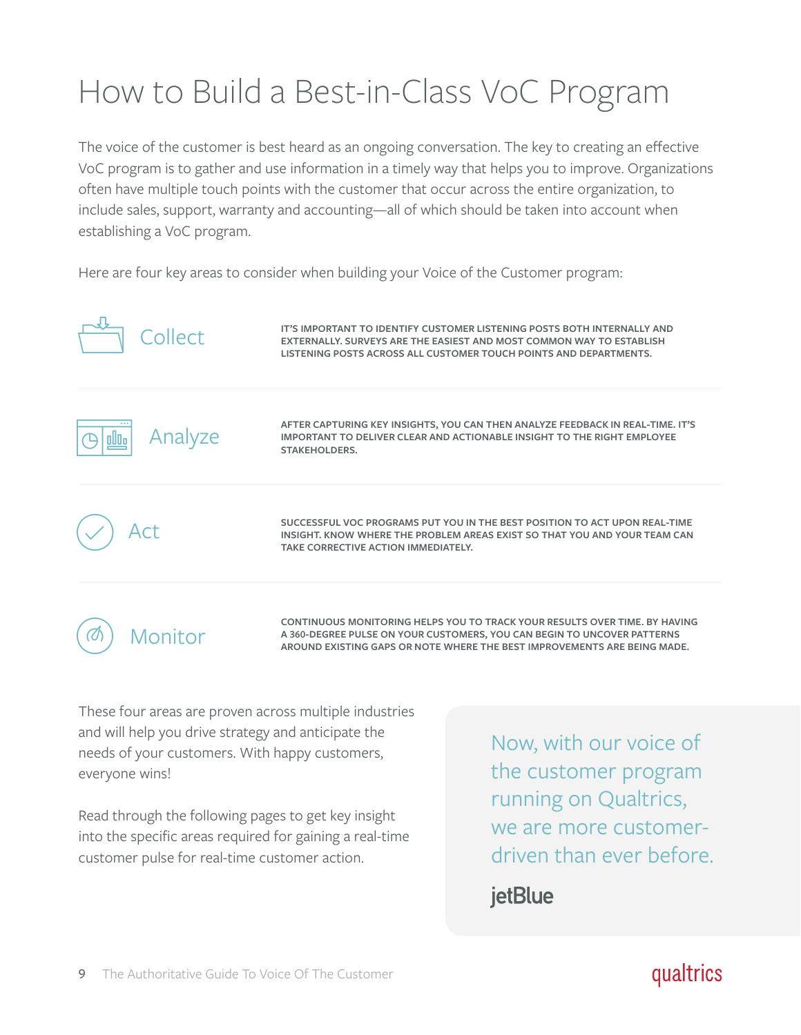# How to Build a Best-in-Class VoC Program

The voice of the customer is best heard as an ongoing conversation. The key to creating an effective VoC program is to gather and use information in a timely way that helps you to improve. Organizations often have multiple touch points with the customer that occur across the entire organization, to include sales, support, warranty and accounting—all of which should be taken into account when establishing a VoC program.

Here are four key areas to consider when building your Voice of the Customer program:

## Collect

IT'S IMPORTANT TO IDENTIFY CUSTOMER LISTENING POSTS BOTH INTERNALLY AND EXTERNALLY. SURVEYS ARE THE EASIEST AND MOST COMMON WAY TO ESTABLISH LISTENING POSTS ACROSS ALL CUSTOMER TOUCH POINTS AND DEPARTMENTS.

## Analyze

AFTER CAPTURING KEY INSIGHTS, YOU CAN THEN ANALYZE FEEDBACK IN REAL-TIME. IT'S IMPORTANT TO DELIVER CLEAR AND ACTIONABLE INSIGHT TO THE RIGHT EMPLOYEE STAKEHOLDERS.

## Act

SUCCESSFUL VOC PROGRAMS PUT YOU IN THE BEST POSITION TO ACT UPON REAL-TIME INSIGHT. KNOW WHERE THE PROBLEM AREAS EXIST SO THAT YOU AND YOUR TEAM CAN TAKE CORRECTIVE ACTION IMMEDIATELY.

## Monitor

CONTINUOUS MONITORING HELPS YOU TO TRACK YOUR RESULTS OVER TIME. BY HAVING A 360-DEGREE PULSE ON YOUR CUSTOMERS, YOU CAN BEGIN TO UNCOVER PATTERNS AROUND EXISTING GAPS OR NOTE WHERE THE BEST IMPROVEMENTS ARE BEING MADE.

These four areas are proven across multiple industries and will help you drive strategy and anticipate the needs of your customers. With happy customers, everyone wins!

Read through the following pages to get key insight into the specific areas required for gaining a real-time customer pulse for real-time customer action.

> Now, with our voice of the customer program running on Qualtrics, we are more customer-driven than ever before.
>
> jetBlue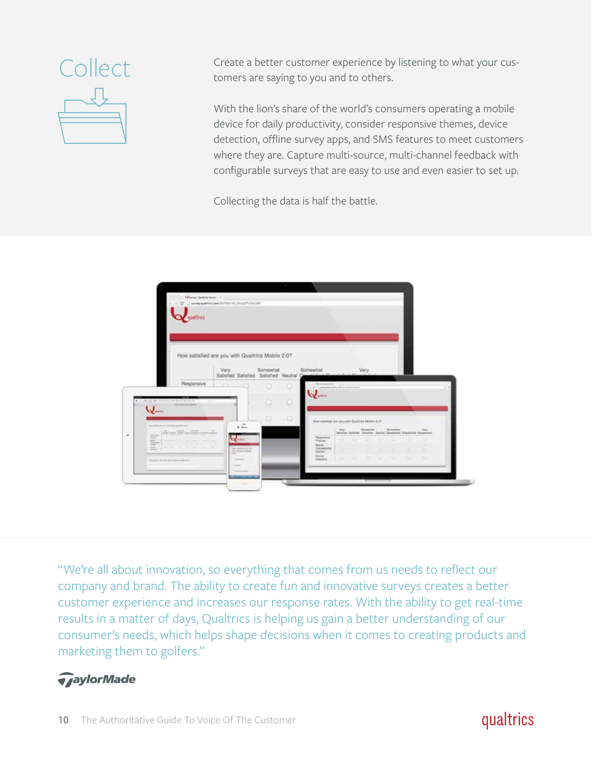# Collect

Create a better customer experience by listening to what your customers are saying to you and to others.

With the lion's share of the world's consumers operating a mobile device for daily productivity, consider responsive themes, device detection, offline survey apps, and SMS features to meet customers where they are. Capture multi-source, multi-channel feedback with configurable surveys that are easy to use and even easier to set up.

Collecting the data is half the battle.

"We're all about innovation, so everything that comes from us needs to reflect our company and brand. The ability to create fun and innovative surveys creates a better customer experience and increases our response rates. With the ability to get real-time results in a matter of days, Qualtrics is helping us gain a better understanding of our consumer's needs, which helps shape decisions when it comes to creating products and marketing them to golfers."

TaylorMade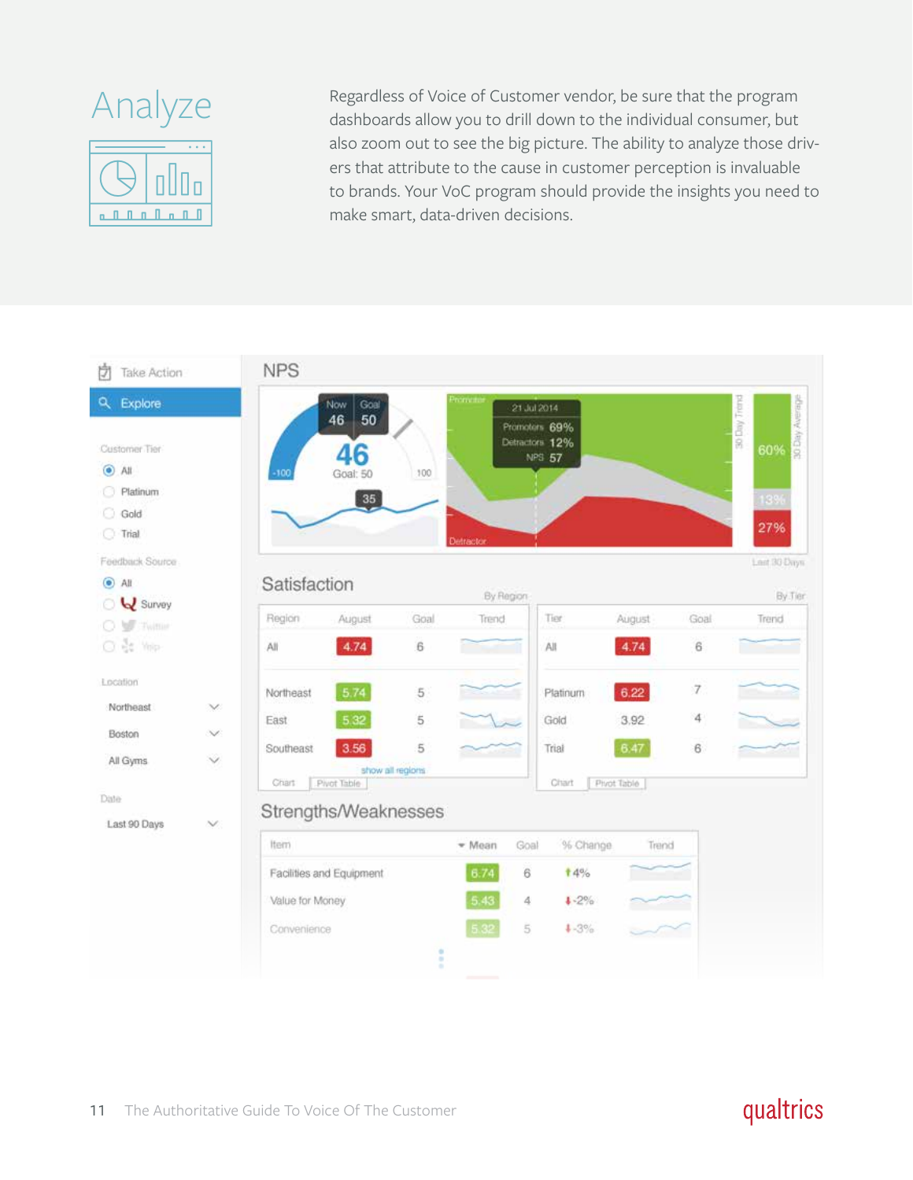# Analyze

Regardless of Voice of Customer vendor, be sure that the program dashboards allow you to drill down to the individual consumer, but also zoom out to see the big picture. The ability to analyze those drivers that attribute to the cause in customer perception is invaluable to brands. Your VoC program should provide the insights you need to make smart, data-driven decisions.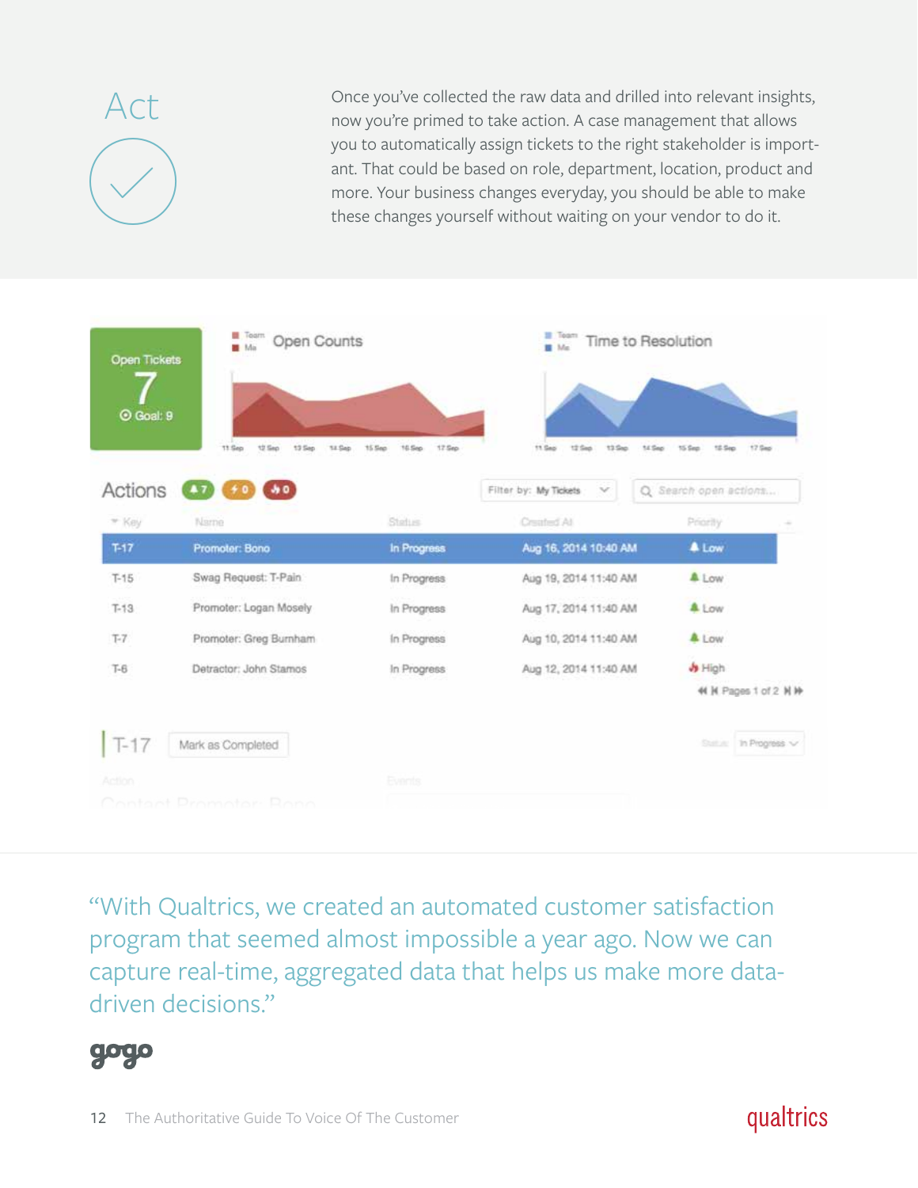# Act

Once you've collected the raw data and drilled into relevant insights, now you're primed to take action. A case management that allows you to automatically assign tickets to the right stakeholder is important. That could be based on role, department, location, product and more. Your business changes everyday, you should be able to make these changes yourself without waiting on your vendor to do it.

"With Qualtrics, we created an automated customer satisfaction program that seemed almost impossible a year ago. Now we can capture real-time, aggregated data that helps us make more data-driven decisions."

gogo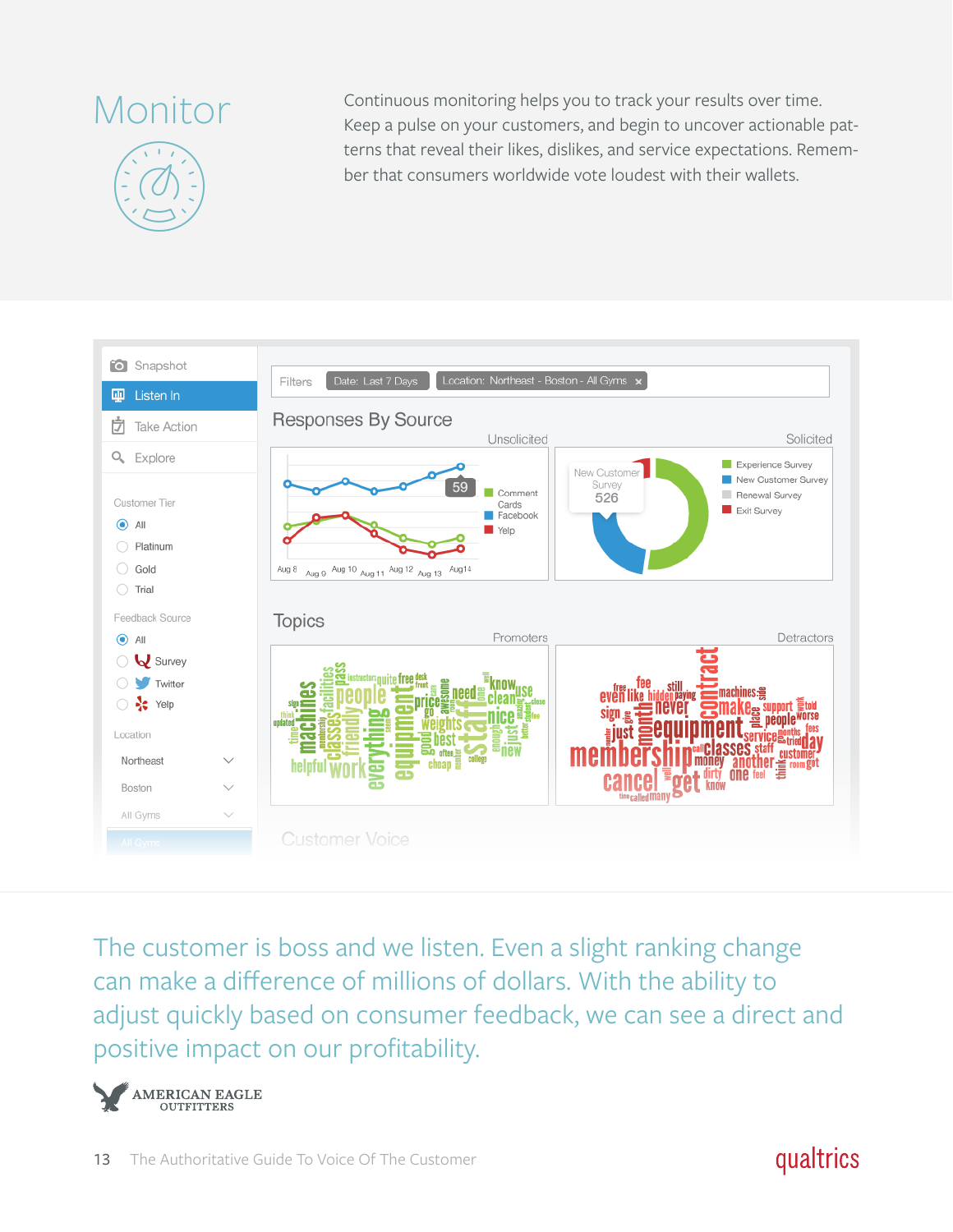# Monitor

Continuous monitoring helps you to track your results over time. Keep a pulse on your customers, and begin to uncover actionable patterns that reveal their likes, dislikes, and service expectations. Remember that consumers worldwide vote loudest with their wallets.

The customer is boss and we listen. Even a slight ranking change can make a difference of millions of dollars. With the ability to adjust quickly based on consumer feedback, we can see a direct and positive impact on our profitability.

AMERICAN EAGLE OUTFITTERS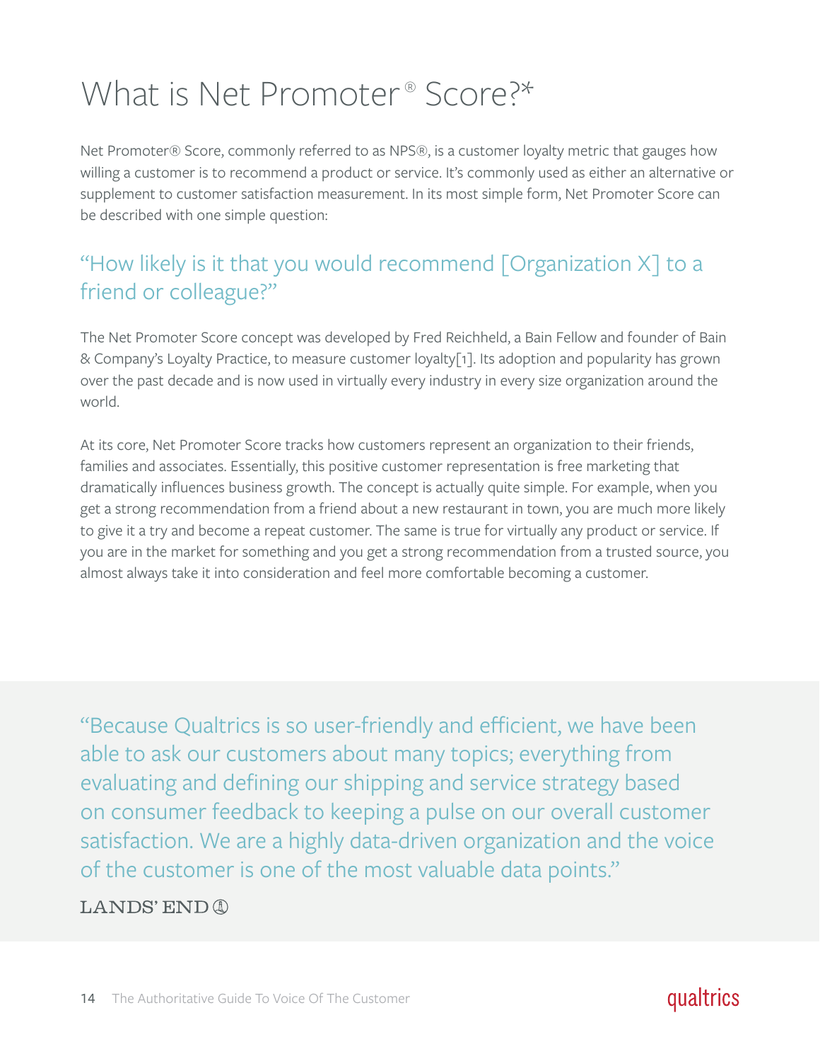# What is Net Promoter® Score?*

Net Promoter® Score, commonly referred to as NPS®, is a customer loyalty metric that gauges how willing a customer is to recommend a product or service. It's commonly used as either an alternative or supplement to customer satisfaction measurement. In its most simple form, Net Promoter Score can be described with one simple question:

> "How likely is it that you would recommend [Organization X] to a friend or colleague?"

The Net Promoter Score concept was developed by Fred Reichheld, a Bain Fellow and founder of Bain & Company's Loyalty Practice, to measure customer loyalty[1]. Its adoption and popularity has grown over the past decade and is now used in virtually every industry in every size organization around the world.

At its core, Net Promoter Score tracks how customers represent an organization to their friends, families and associates. Essentially, this positive customer representation is free marketing that dramatically influences business growth. The concept is actually quite simple. For example, when you get a strong recommendation from a friend about a new restaurant in town, you are much more likely to give it a try and become a repeat customer. The same is true for virtually any product or service. If you are in the market for something and you get a strong recommendation from a trusted source, you almost always take it into consideration and feel more comfortable becoming a customer.

> "Because Qualtrics is so user-friendly and efficient, we have been able to ask our customers about many topics; everything from evaluating and defining our shipping and service strategy based on consumer feedback to keeping a pulse on our overall customer satisfaction. We are a highly data-driven organization and the voice of the customer is one of the most valuable data points."
>
> LANDS' END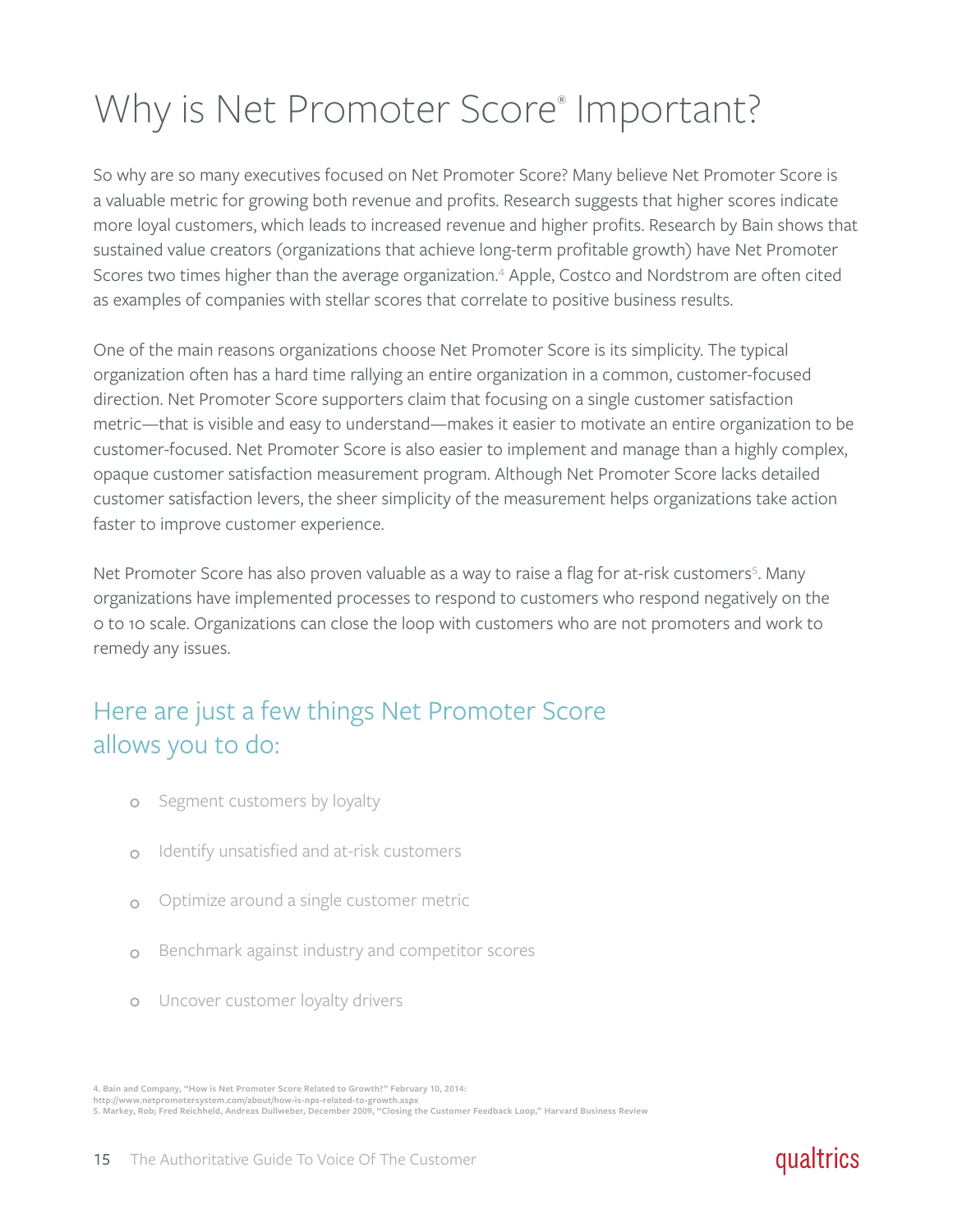# Why is Net Promoter Score® Important?

So why are so many executives focused on Net Promoter Score? Many believe Net Promoter Score is a valuable metric for growing both revenue and profits. Research suggests that higher scores indicate more loyal customers, which leads to increased revenue and higher profits. Research by Bain shows that sustained value creators (organizations that achieve long-term profitable growth) have Net Promoter Scores two times higher than the average organization.[4] Apple, Costco and Nordstrom are often cited as examples of companies with stellar scores that correlate to positive business results.

One of the main reasons organizations choose Net Promoter Score is its simplicity. The typical organization often has a hard time rallying an entire organization in a common, customer-focused direction. Net Promoter Score supporters claim that focusing on a single customer satisfaction metric—that is visible and easy to understand—makes it easier to motivate an entire organization to be customer-focused. Net Promoter Score is also easier to implement and manage than a highly complex, opaque customer satisfaction measurement program. Although Net Promoter Score lacks detailed customer satisfaction levers, the sheer simplicity of the measurement helps organizations take action faster to improve customer experience.

Net Promoter Score has also proven valuable as a way to raise a flag for at-risk customers[5]. Many organizations have implemented processes to respond to customers who respond negatively on the 0 to 10 scale. Organizations can close the loop with customers who are not promoters and work to remedy any issues.

## Here are just a few things Net Promoter Score allows you to do:

- Segment customers by loyalty
- Identify unsatisfied and at-risk customers
- Optimize around a single customer metric
- Benchmark against industry and competitor scores
- Uncover customer loyalty drivers

4. Bain and Company, "How is Net Promoter Score Related to Growth?" February 10, 2014: http://www.netpromotersystem.com/about/how-is-nps-related-to-growth.aspx
5. Markey, Rob; Fred Reichheld, Andreas Dullweber, December 2009, "Closing the Customer Feedback Loop," Harvard Business Review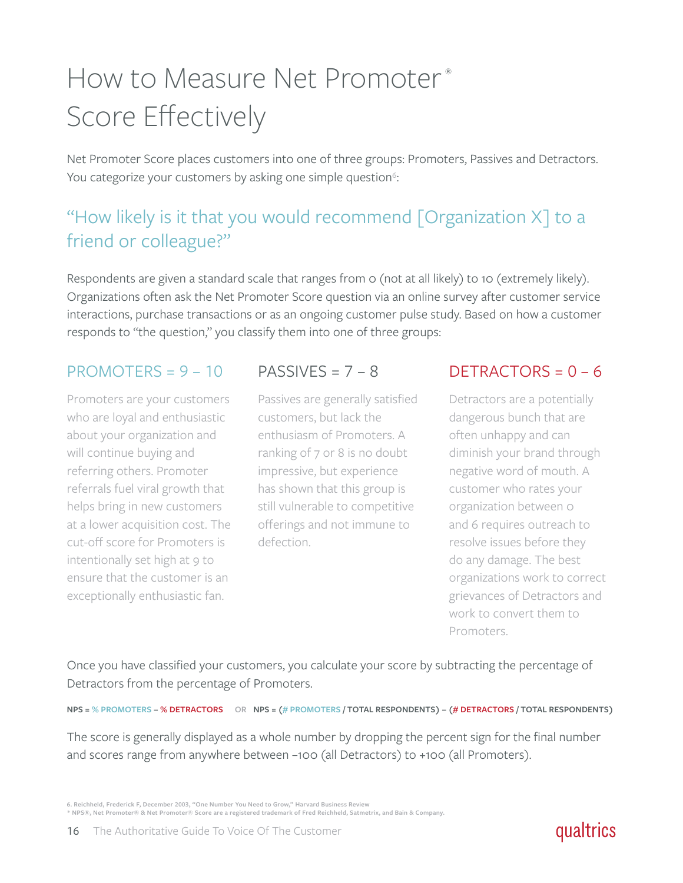# How to Measure Net Promoter® Score Effectively

Net Promoter Score places customers into one of three groups: Promoters, Passives and Detractors. You categorize your customers by asking one simple question[6]:

## "How likely is it that you would recommend [Organization X] to a friend or colleague?"

Respondents are given a standard scale that ranges from 0 (not at all likely) to 10 (extremely likely). Organizations often ask the Net Promoter Score question via an online survey after customer service interactions, purchase transactions or as an ongoing customer pulse study. Based on how a customer responds to "the question," you classify them into one of three groups:

### PROMOTERS = 9 – 10

Promoters are your customers who are loyal and enthusiastic about your organization and will continue buying and referring others. Promoter referrals fuel viral growth that helps bring in new customers at a lower acquisition cost. The cut-off score for Promoters is intentionally set high at 9 to ensure that the customer is an exceptionally enthusiastic fan.

### PASSIVES = 7 – 8

Passives are generally satisfied customers, but lack the enthusiasm of Promoters. A ranking of 7 or 8 is no doubt impressive, but experience has shown that this group is still vulnerable to competitive offerings and not immune to defection.

### DETRACTORS = 0 – 6

Detractors are a potentially dangerous bunch that are often unhappy and can diminish your brand through negative word of mouth. A customer who rates your organization between 0 and 6 requires outreach to resolve issues before they do any damage. The best organizations work to correct grievances of Detractors and work to convert them to Promoters.

Once you have classified your customers, you calculate your score by subtracting the percentage of Detractors from the percentage of Promoters.

**NPS = % PROMOTERS – % DETRACTORS** OR **NPS = (# PROMOTERS / TOTAL RESPONDENTS) – (# DETRACTORS / TOTAL RESPONDENTS)**

The score is generally displayed as a whole number by dropping the percent sign for the final number and scores range from anywhere between –100 (all Detractors) to +100 (all Promoters).

6. Reichheld, Frederick F, December 2003, "One Number You Need to Grow," Harvard Business Review
* NPS®, Net Promoter® & Net Promoter® Score are a registered trademark of Fred Reichheld, Satmetrix, and Bain & Company.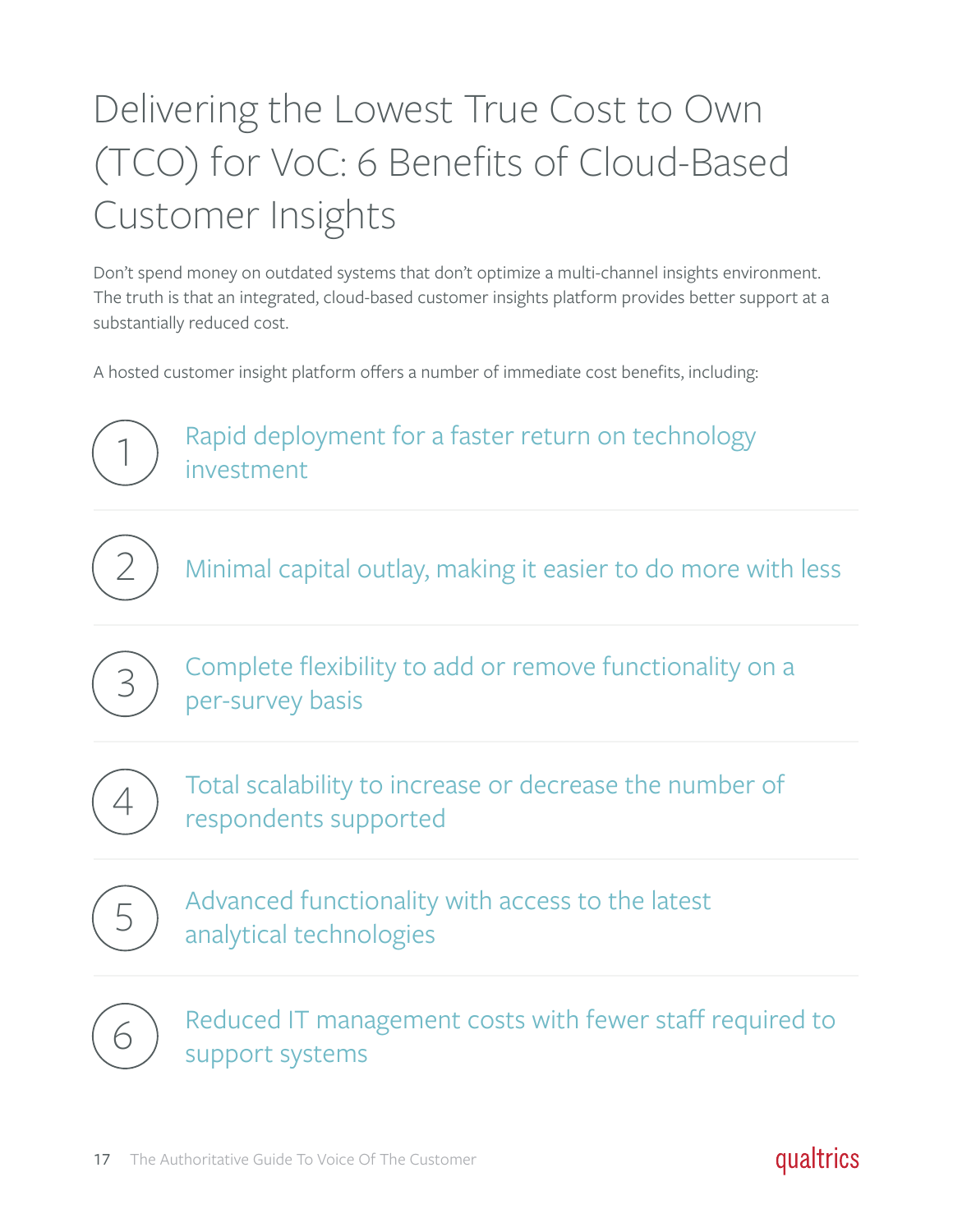# Delivering the Lowest True Cost to Own (TCO) for VoC: 6 Benefits of Cloud-Based Customer Insights

Don't spend money on outdated systems that don't optimize a multi-channel insights environment. The truth is that an integrated, cloud-based customer insights platform provides better support at a substantially reduced cost.

A hosted customer insight platform offers a number of immediate cost benefits, including:

1. Rapid deployment for a faster return on technology investment
2. Minimal capital outlay, making it easier to do more with less
3. Complete flexibility to add or remove functionality on a per-survey basis
4. Total scalability to increase or decrease the number of respondents supported
5. Advanced functionality with access to the latest analytical technologies
6. Reduced IT management costs with fewer staff required to support systems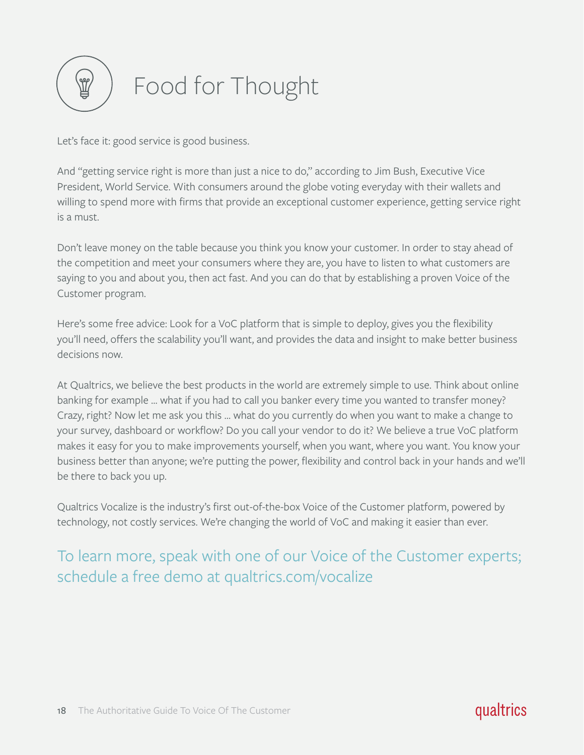# Food for Thought

Let's face it: good service is good business.

And "getting service right is more than just a nice to do," according to Jim Bush, Executive Vice President, World Service. With consumers around the globe voting everyday with their wallets and willing to spend more with firms that provide an exceptional customer experience, getting service right is a must.

Don't leave money on the table because you think you know your customer. In order to stay ahead of the competition and meet your consumers where they are, you have to listen to what customers are saying to you and about you, then act fast. And you can do that by establishing a proven Voice of the Customer program.

Here's some free advice: Look for a VoC platform that is simple to deploy, gives you the flexibility you'll need, offers the scalability you'll want, and provides the data and insight to make better business decisions now.

At Qualtrics, we believe the best products in the world are extremely simple to use. Think about online banking for example ... what if you had to call you banker every time you wanted to transfer money? Crazy, right? Now let me ask you this ... what do you currently do when you want to make a change to your survey, dashboard or workflow? Do you call your vendor to do it? We believe a true VoC platform makes it easy for you to make improvements yourself, when you want, where you want. You know your business better than anyone; we're putting the power, flexibility and control back in your hands and we'll be there to back you up.

Qualtrics Vocalize is the industry's first out-of-the-box Voice of the Customer platform, powered by technology, not costly services. We're changing the world of VoC and making it easier than ever.

To learn more, speak with one of our Voice of the Customer experts; schedule a free demo at qualtrics.com/vocalize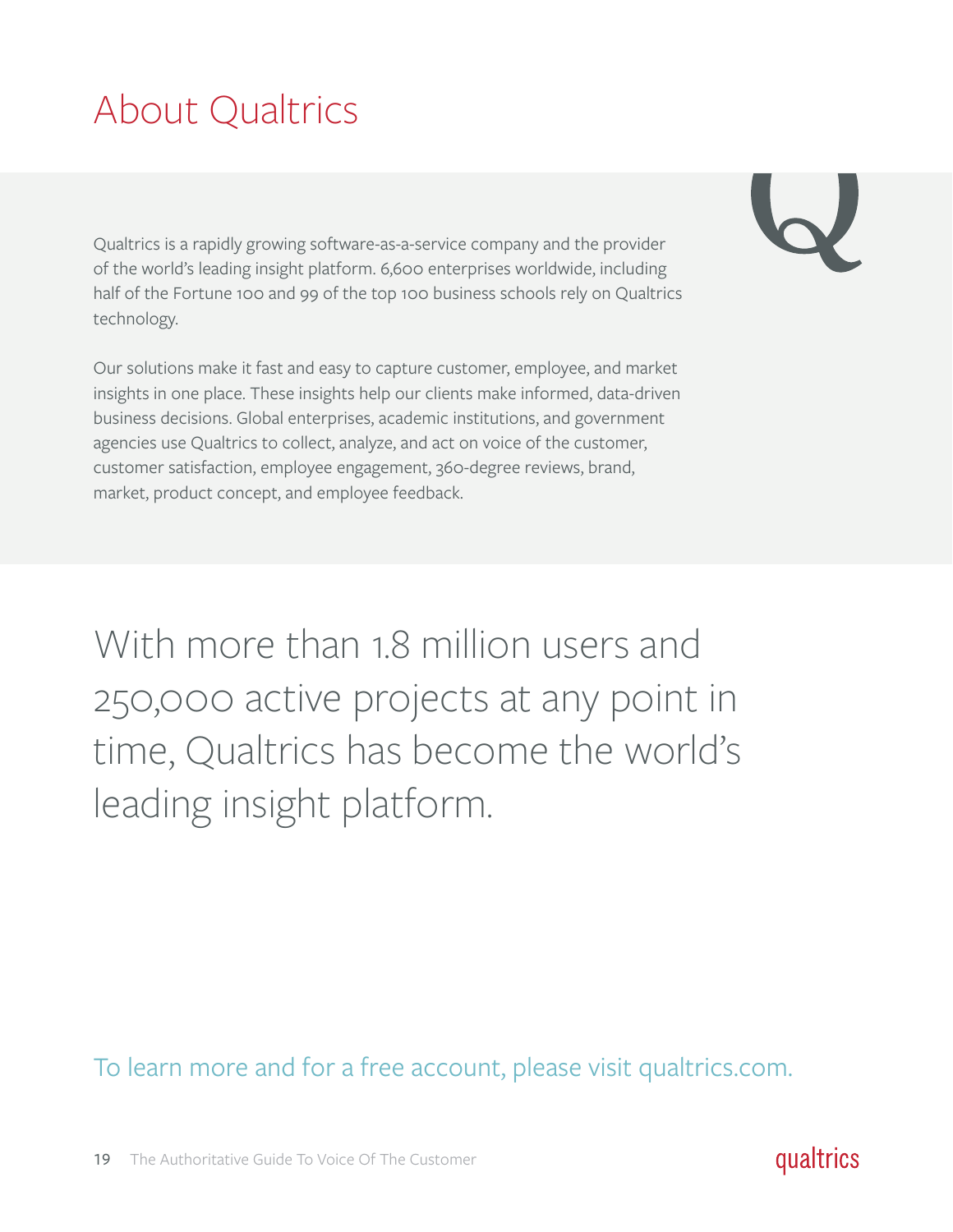# About Qualtrics

Qualtrics is a rapidly growing software-as-a-service company and the provider of the world's leading insight platform. 6,600 enterprises worldwide, including half of the Fortune 100 and 99 of the top 100 business schools rely on Qualtrics technology.

Our solutions make it fast and easy to capture customer, employee, and market insights in one place. These insights help our clients make informed, data-driven business decisions. Global enterprises, academic institutions, and government agencies use Qualtrics to collect, analyze, and act on voice of the customer, customer satisfaction, employee engagement, 360-degree reviews, brand, market, product concept, and employee feedback.

With more than 1.8 million users and 250,000 active projects at any point in time, Qualtrics has become the world's leading insight platform.

To learn more and for a free account, please visit qualtrics.com.